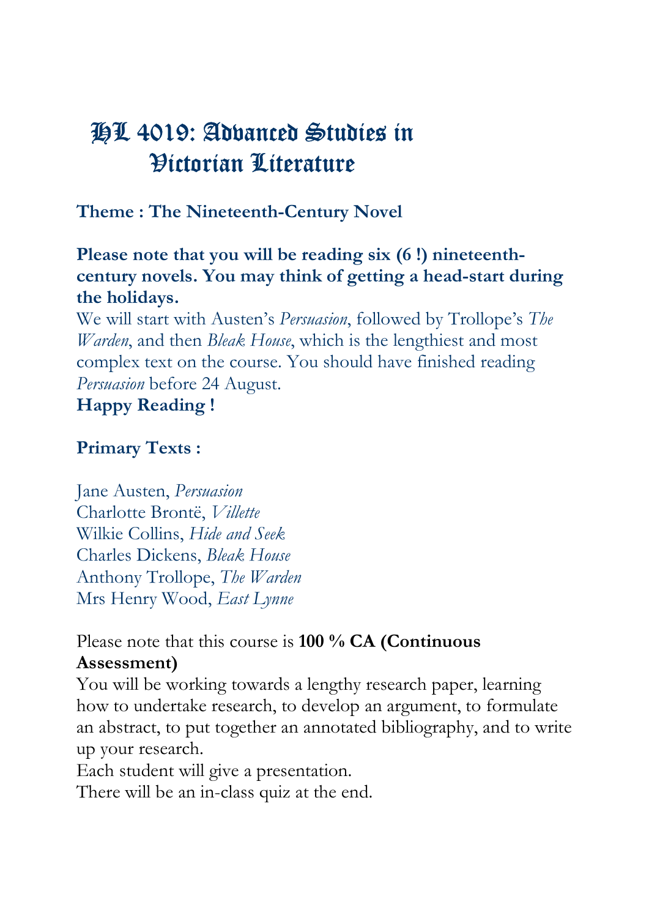# HL 4019: Advanced Studies in Victorian Literature

**Theme : The Nineteenth-Century Novel**

**Please note that you will be reading six (6 !) nineteenth-century novels. You may think of getting a head-start during the holidays.**

We will start with Austen's *Persuasion*, followed by Trollope's *The Warden*, and then *Bleak House*, which is the lengthiest and most complex text on the course. You should have finished reading *Persuasion* before 24 August.

**Happy Reading !**

**Primary Texts :**

Jane Austen, *Persuasion*
Charlotte Brontë, *Villette*
Wilkie Collins, *Hide and Seek*
Charles Dickens, *Bleak House*
Anthony Trollope, *The Warden*
Mrs Henry Wood, *East Lynne*

Please note that this course is **100 % CA (Continuous Assessment)**

You will be working towards a lengthy research paper, learning how to undertake research, to develop an argument, to formulate an abstract, to put together an annotated bibliography, and to write up your research.

Each student will give a presentation.

There will be an in-class quiz at the end.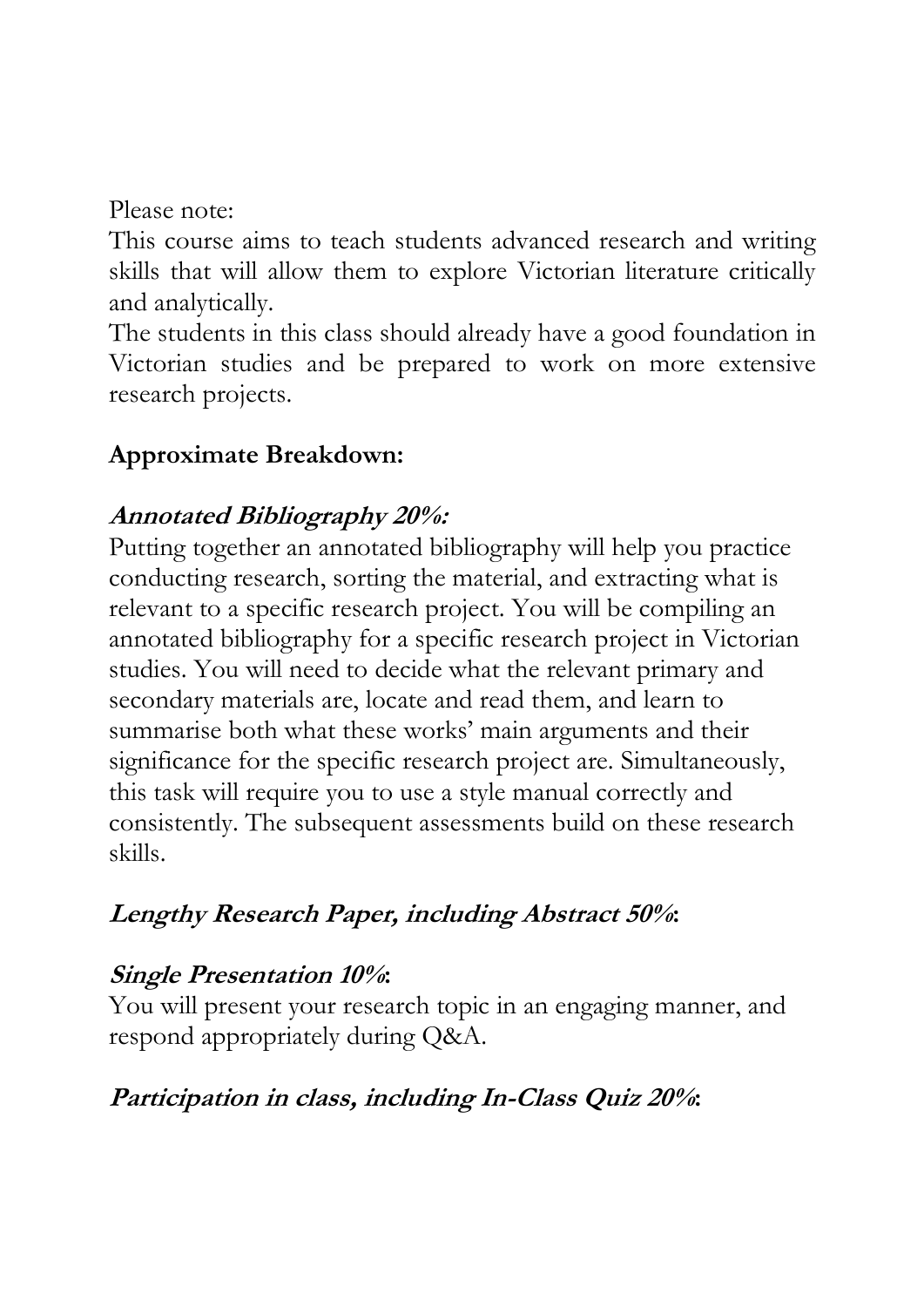Please note:

This course aims to teach students advanced research and writing skills that will allow them to explore Victorian literature critically and analytically.

The students in this class should already have a good foundation in Victorian studies and be prepared to work on more extensive research projects.

**Approximate Breakdown:**

***Annotated Bibliography 20%:***

Putting together an annotated bibliography will help you practice conducting research, sorting the material, and extracting what is relevant to a specific research project. You will be compiling an annotated bibliography for a specific research project in Victorian studies. You will need to decide what the relevant primary and secondary materials are, locate and read them, and learn to summarise both what these works' main arguments and their significance for the specific research project are. Simultaneously, this task will require you to use a style manual correctly and consistently. The subsequent assessments build on these research skills.

***Lengthy Research Paper, including Abstract 50%*:**

***Single Presentation 10%*:**

You will present your research topic in an engaging manner, and respond appropriately during Q&A.

***Participation in class, including In-Class Quiz 20%*:**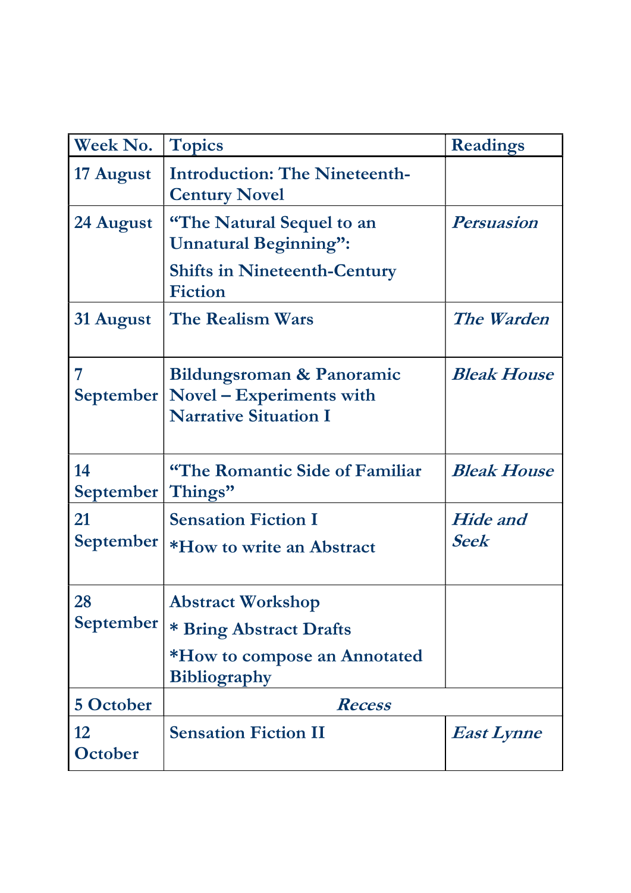| Week No. | Topics | Readings |
| --- | --- | --- |
| 17 August | Introduction: The Nineteenth-Century Novel | |
| 24 August | "The Natural Sequel to an Unnatural Beginning": Shifts in Nineteenth-Century Fiction | *Persuasion* |
| 31 August | The Realism Wars | *The Warden* |
| 7 September | Bildungsroman & Panoramic Novel – Experiments with Narrative Situation I | *Bleak House* |
| 14 September | "The Romantic Side of Familiar Things" | *Bleak House* |
| 21 September | Sensation Fiction I<br>*How to write an Abstract | *Hide and Seek* |
| 28 September | Abstract Workshop<br>* Bring Abstract Drafts<br>*How to compose an Annotated Bibliography | |
| 5 October | *Recess* | |
| 12 October | Sensation Fiction II | *East Lynne* |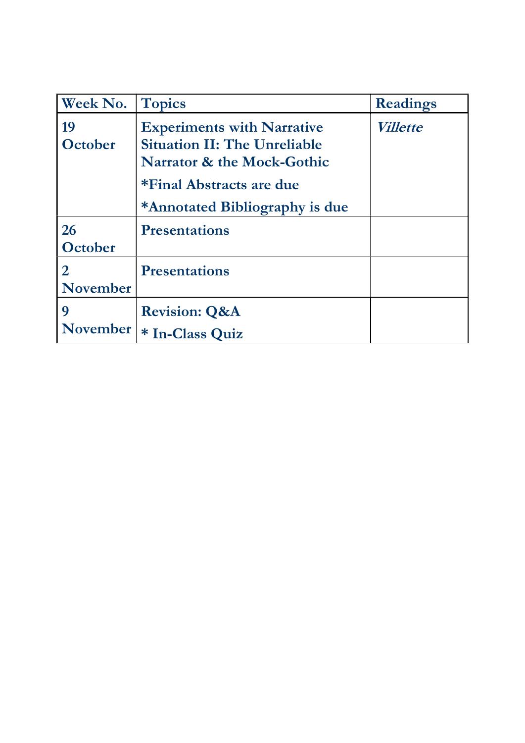| Week No. | Topics | Readings |
|---|---|---|
| **19 October** | **Experiments with Narrative Situation II: The Unreliable Narrator & the Mock-Gothic**<br>***Final Abstracts are due**<br>***Annotated Bibliography is due** | ***Villette*** |
| **26 October** | **Presentations** | |
| **2 November** | **Presentations** | |
| **9 November** | **Revision: Q&A**<br>**\* In-Class Quiz** | |